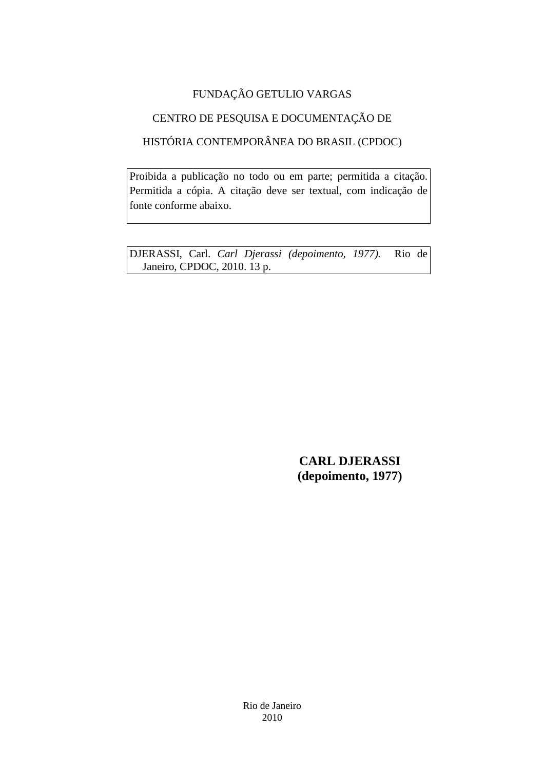FUNDAÇÃO GETULIO VARGAS

CENTRO DE PESQUISA E DOCUMENTAÇÃO DE

HISTÓRIA CONTEMPORÂNEA DO BRASIL (CPDOC)

Proibida a publicação no todo ou em parte; permitida a citação. Permitida a cópia. A citação deve ser textual, com indicação de fonte conforme abaixo.

DJERASSI, Carl. *Carl Djerassi (depoimento, 1977).* Rio de Janeiro, CPDOC, 2010. 13 p.

**CARL DJERASSI**
**(depoimento, 1977)**

Rio de Janeiro
2010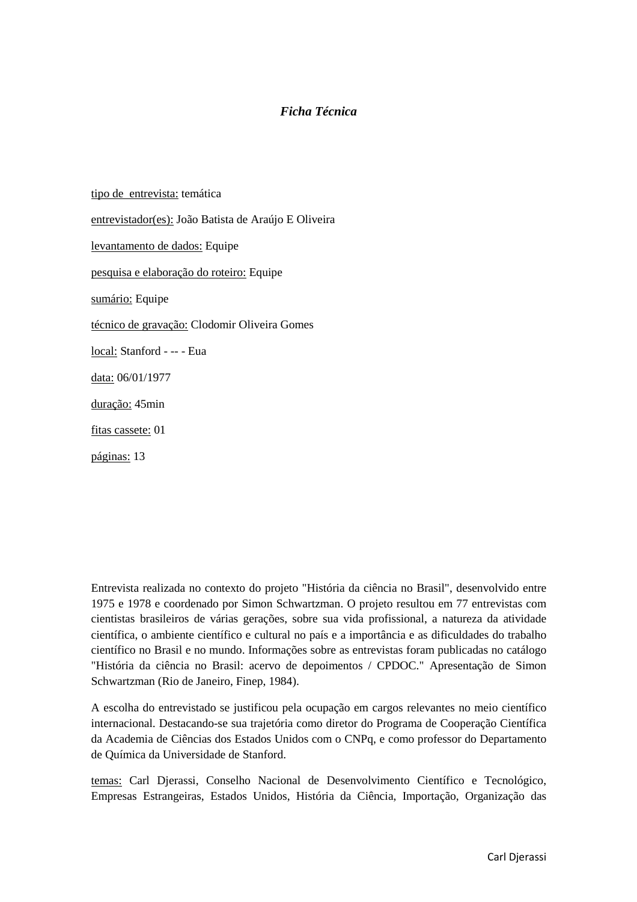*Ficha Técnica*

<u>tipo de entrevista:</u> temática

<u>entrevistador(es):</u> João Batista de Araújo E Oliveira

<u>levantamento de dados:</u> Equipe

<u>pesquisa e elaboração do roteiro:</u> Equipe

<u>sumário:</u> Equipe

<u>técnico de gravação:</u> Clodomir Oliveira Gomes

<u>local:</u> Stanford - -- - Eua

<u>data:</u> 06/01/1977

<u>duração:</u> 45min

<u>fitas cassete:</u> 01

<u>páginas:</u> 13

Entrevista realizada no contexto do projeto "História da ciência no Brasil", desenvolvido entre 1975 e 1978 e coordenado por Simon Schwartzman. O projeto resultou em 77 entrevistas com cientistas brasileiros de várias gerações, sobre sua vida profissional, a natureza da atividade científica, o ambiente científico e cultural no país e a importância e as dificuldades do trabalho científico no Brasil e no mundo. Informações sobre as entrevistas foram publicadas no catálogo "História da ciência no Brasil: acervo de depoimentos / CPDOC." Apresentação de Simon Schwartzman (Rio de Janeiro, Finep, 1984).

A escolha do entrevistado se justificou pela ocupação em cargos relevantes no meio científico internacional. Destacando-se sua trajetória como diretor do Programa de Cooperação Científica da Academia de Ciências dos Estados Unidos com o CNPq, e como professor do Departamento de Química da Universidade de Stanford.

<u>temas:</u> Carl Djerassi, Conselho Nacional de Desenvolvimento Científico e Tecnológico, Empresas Estrangeiras, Estados Unidos, História da Ciência, Importação, Organização das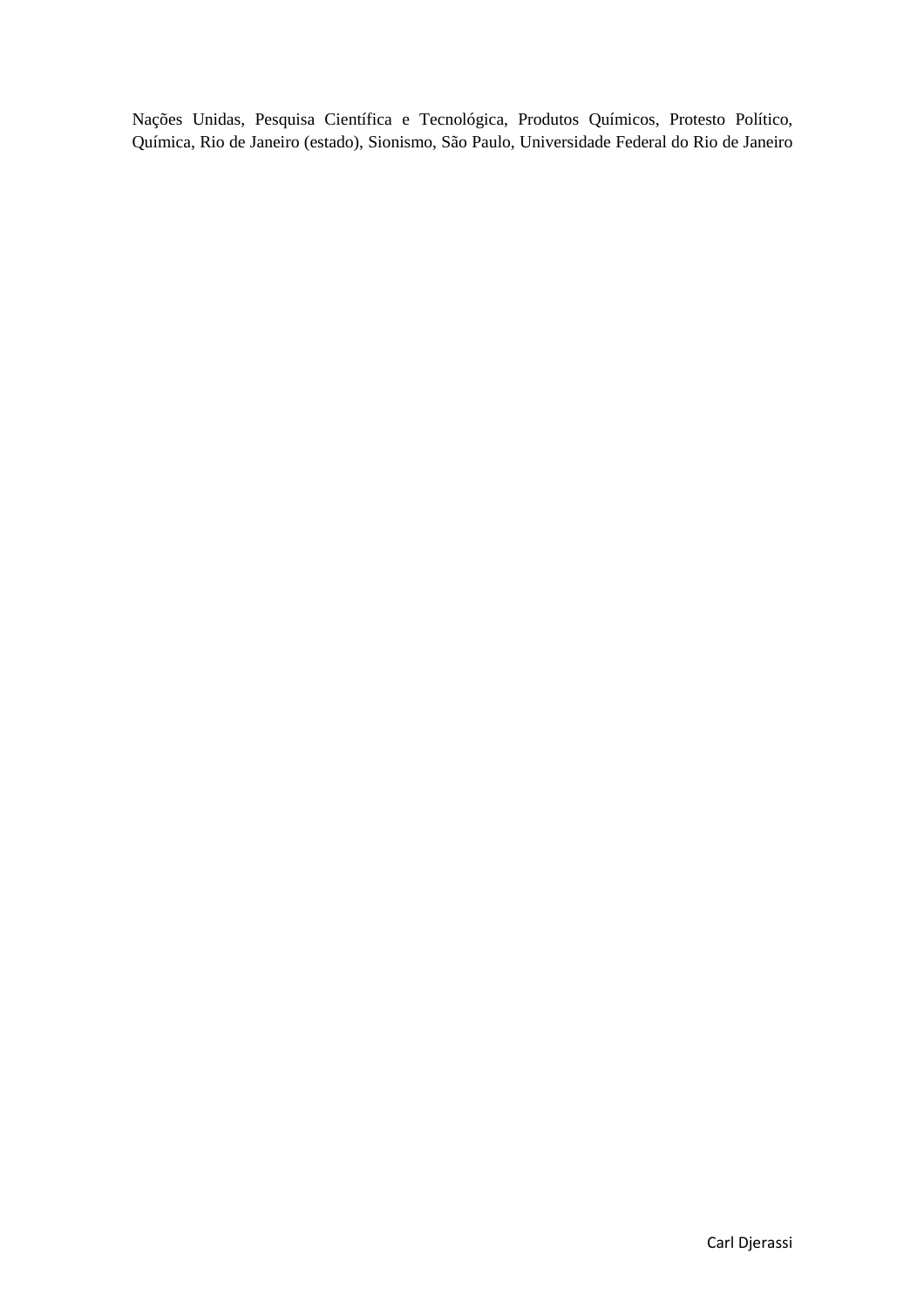Nações Unidas, Pesquisa Científica e Tecnológica, Produtos Químicos, Protesto Político, Química, Rio de Janeiro (estado), Sionismo, São Paulo, Universidade Federal do Rio de Janeiro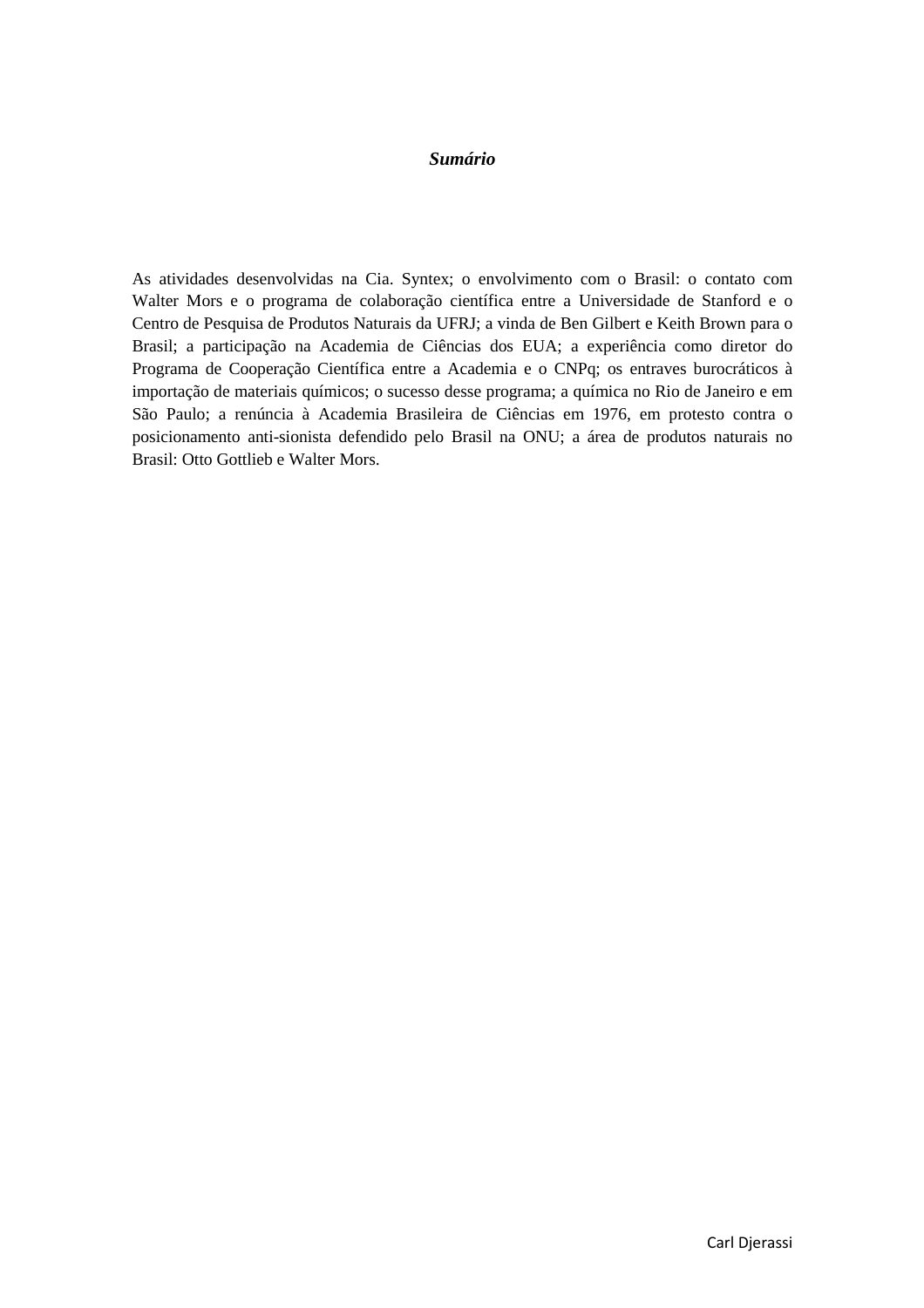***Sumário***

As atividades desenvolvidas na Cia. Syntex; o envolvimento com o Brasil: o contato com Walter Mors e o programa de colaboração científica entre a Universidade de Stanford e o Centro de Pesquisa de Produtos Naturais da UFRJ; a vinda de Ben Gilbert e Keith Brown para o Brasil; a participação na Academia de Ciências dos EUA; a experiência como diretor do Programa de Cooperação Científica entre a Academia e o CNPq; os entraves burocráticos à importação de materiais químicos; o sucesso desse programa; a química no Rio de Janeiro e em São Paulo; a renúncia à Academia Brasileira de Ciências em 1976, em protesto contra o posicionamento anti-sionista defendido pelo Brasil na ONU; a área de produtos naturais no Brasil: Otto Gottlieb e Walter Mors.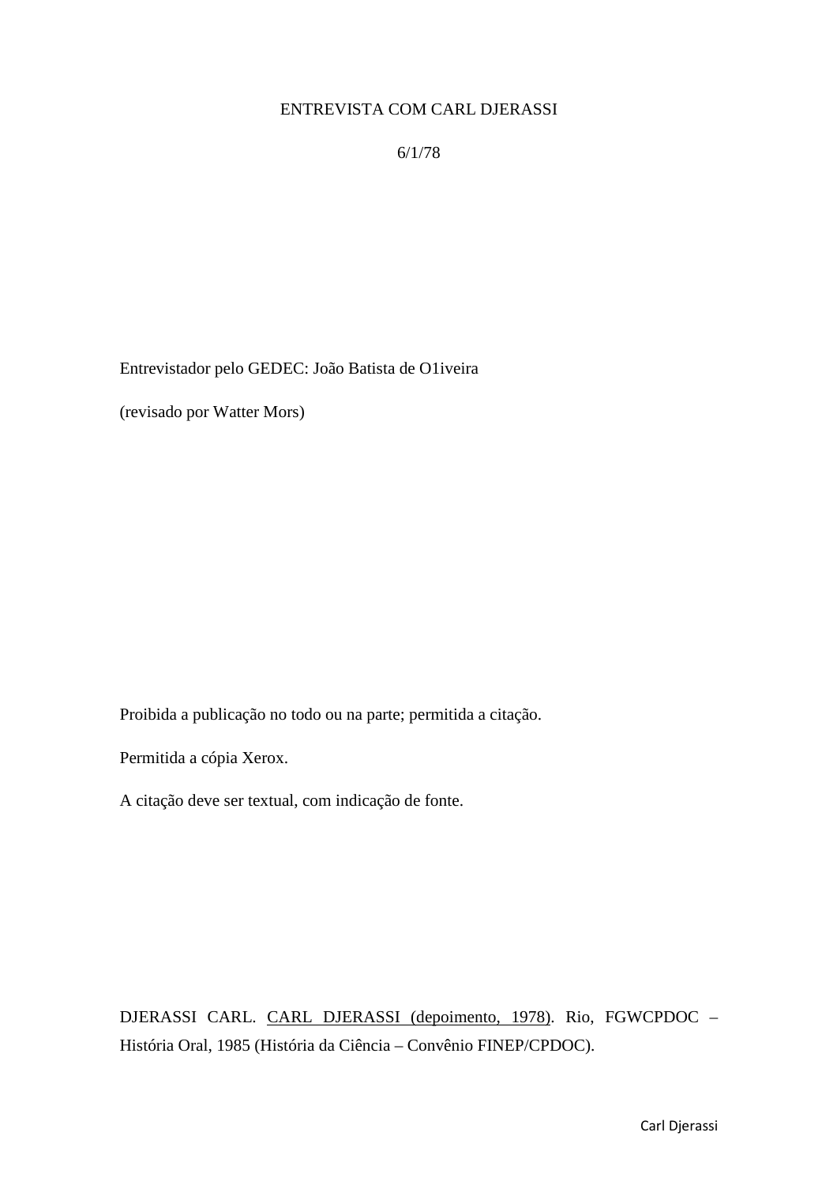ENTREVISTA COM CARL DJERASSI

6/1/78

Entrevistador pelo GEDEC: João Batista de O1iveira

(revisado por Watter Mors)

Proibida a publicação no todo ou na parte; permitida a citação.

Permitida a cópia Xerox.

A citação deve ser textual, com indicação de fonte.

DJERASSI CARL. CARL DJERASSI (depoimento, 1978). Rio, FGWCPDOC – História Oral, 1985 (História da Ciência – Convênio FINEP/CPDOC).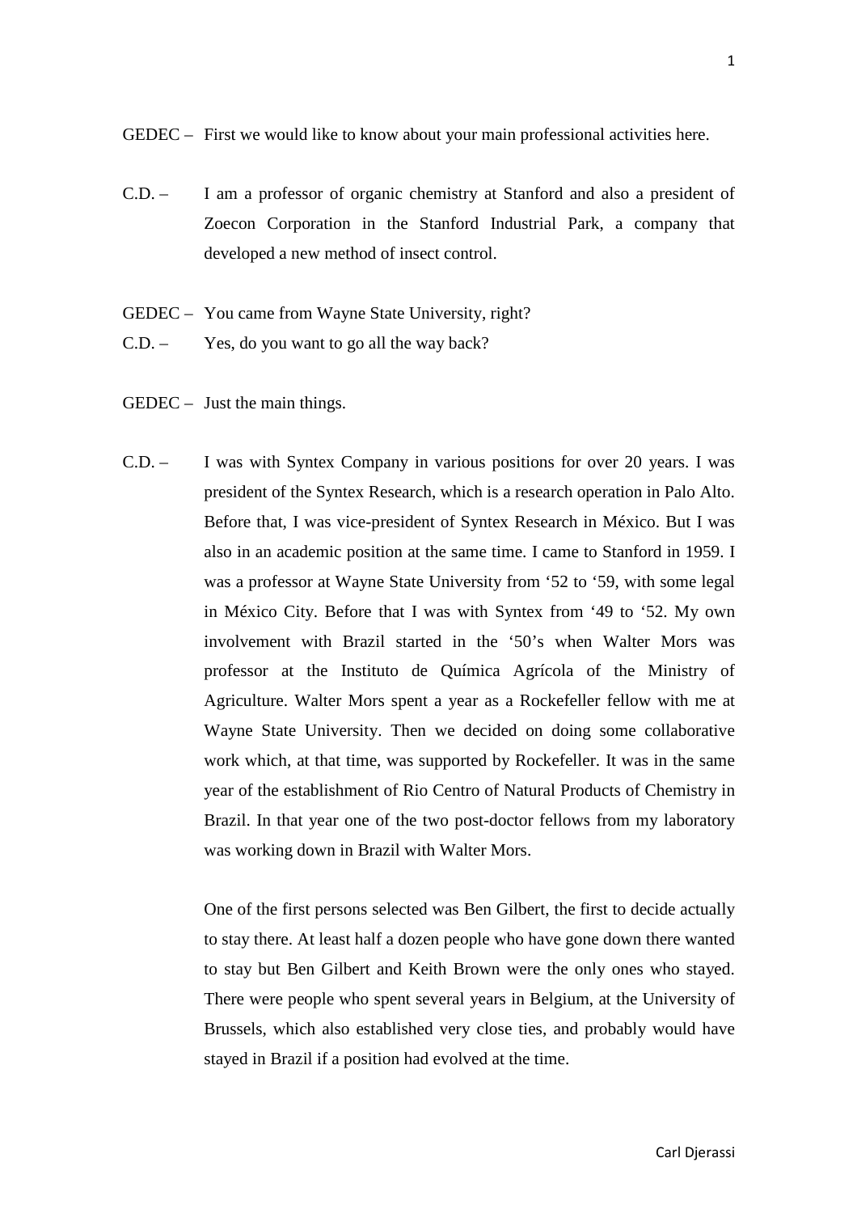GEDEC – First we would like to know about your main professional activities here.

C.D. – I am a professor of organic chemistry at Stanford and also a president of Zoecon Corporation in the Stanford Industrial Park, a company that developed a new method of insect control.

GEDEC – You came from Wayne State University, right?

C.D. – Yes, do you want to go all the way back?

GEDEC – Just the main things.

C.D. – I was with Syntex Company in various positions for over 20 years. I was president of the Syntex Research, which is a research operation in Palo Alto. Before that, I was vice-president of Syntex Research in México. But I was also in an academic position at the same time. I came to Stanford in 1959. I was a professor at Wayne State University from '52 to '59, with some legal in México City. Before that I was with Syntex from '49 to '52. My own involvement with Brazil started in the '50's when Walter Mors was professor at the Instituto de Química Agrícola of the Ministry of Agriculture. Walter Mors spent a year as a Rockefeller fellow with me at Wayne State University. Then we decided on doing some collaborative work which, at that time, was supported by Rockefeller. It was in the same year of the establishment of Rio Centro of Natural Products of Chemistry in Brazil. In that year one of the two post-doctor fellows from my laboratory was working down in Brazil with Walter Mors.

One of the first persons selected was Ben Gilbert, the first to decide actually to stay there. At least half a dozen people who have gone down there wanted to stay but Ben Gilbert and Keith Brown were the only ones who stayed. There were people who spent several years in Belgium, at the University of Brussels, which also established very close ties, and probably would have stayed in Brazil if a position had evolved at the time.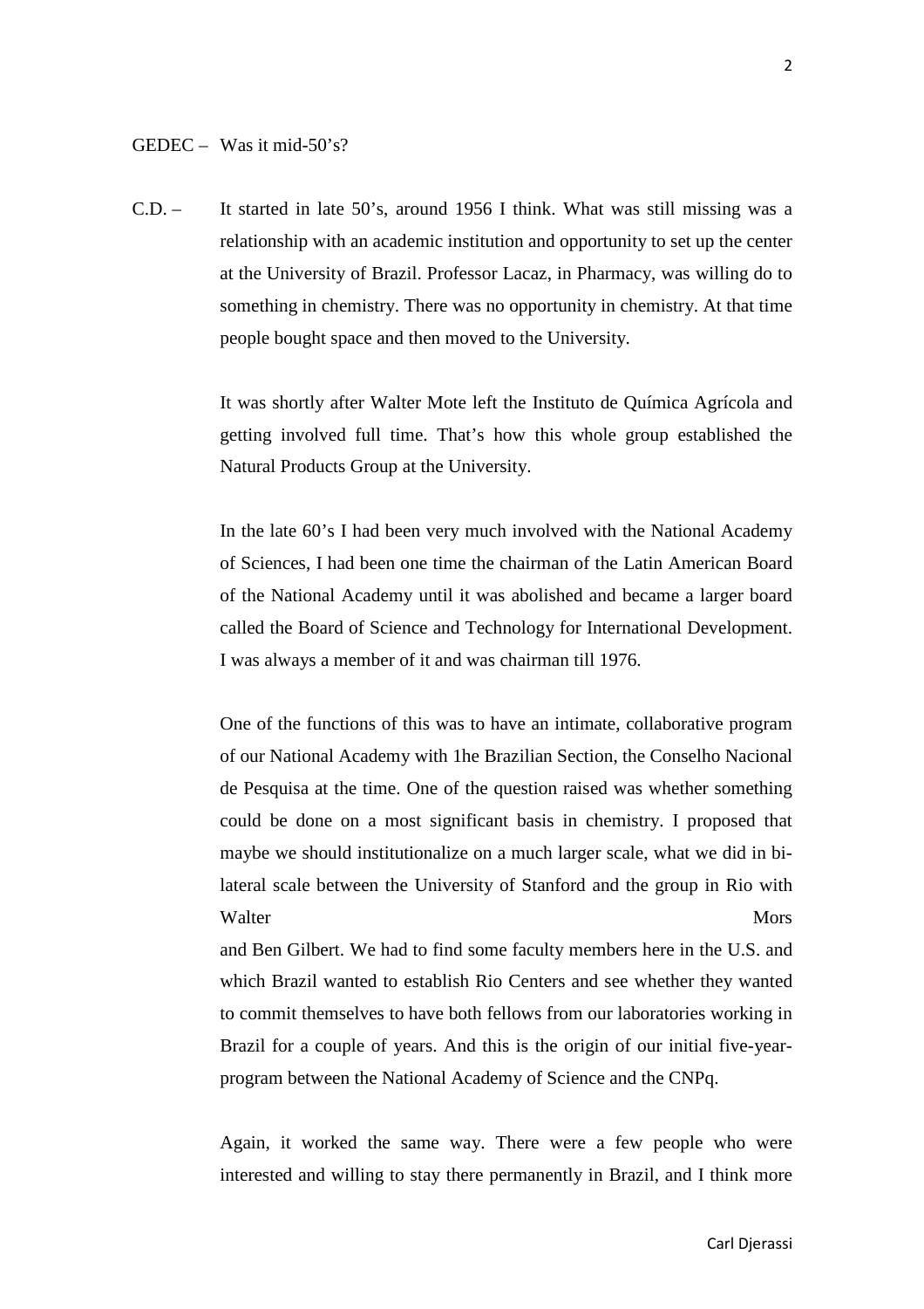GEDEC – Was it mid-50's?

C.D. – It started in late 50's, around 1956 I think. What was still missing was a relationship with an academic institution and opportunity to set up the center at the University of Brazil. Professor Lacaz, in Pharmacy, was willing do to something in chemistry. There was no opportunity in chemistry. At that time people bought space and then moved to the University.

It was shortly after Walter Mote left the Instituto de Química Agrícola and getting involved full time. That's how this whole group established the Natural Products Group at the University.

In the late 60's I had been very much involved with the National Academy of Sciences, I had been one time the chairman of the Latin American Board of the National Academy until it was abolished and became a larger board called the Board of Science and Technology for International Development. I was always a member of it and was chairman till 1976.

One of the functions of this was to have an intimate, collaborative program of our National Academy with 1he Brazilian Section, the Conselho Nacional de Pesquisa at the time. One of the question raised was whether something could be done on a most significant basis in chemistry. I proposed that maybe we should institutionalize on a much larger scale, what we did in bi-lateral scale between the University of Stanford and the group in Rio with Walter Mors and Ben Gilbert. We had to find some faculty members here in the U.S. and which Brazil wanted to establish Rio Centers and see whether they wanted to commit themselves to have both fellows from our laboratories working in Brazil for a couple of years. And this is the origin of our initial five-year-program between the National Academy of Science and the CNPq.

Again, it worked the same way. There were a few people who were interested and willing to stay there permanently in Brazil, and I think more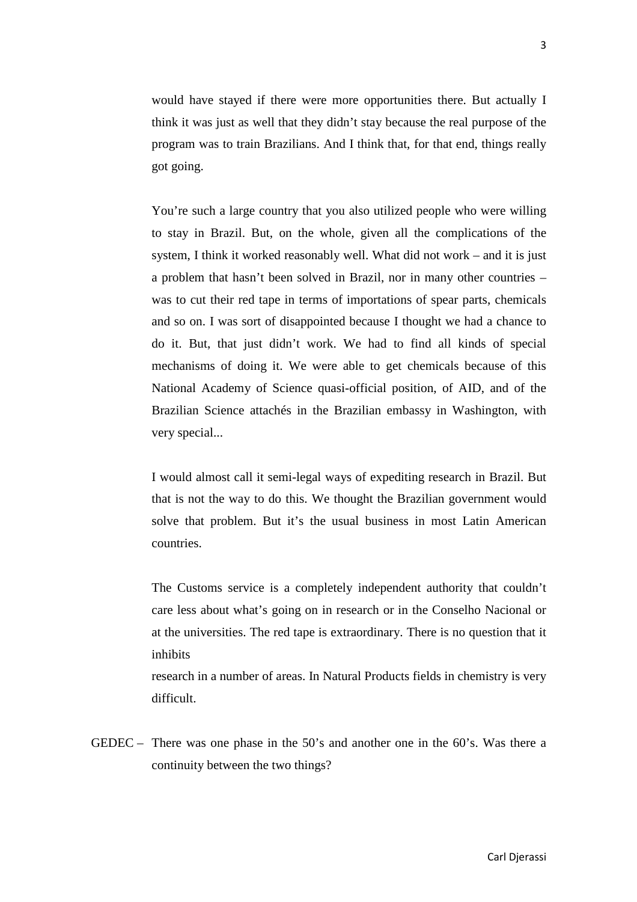would have stayed if there were more opportunities there. But actually I think it was just as well that they didn't stay because the real purpose of the program was to train Brazilians. And I think that, for that end, things really got going.

You're such a large country that you also utilized people who were willing to stay in Brazil. But, on the whole, given all the complications of the system, I think it worked reasonably well. What did not work – and it is just a problem that hasn't been solved in Brazil, nor in many other countries – was to cut their red tape in terms of importations of spear parts, chemicals and so on. I was sort of disappointed because I thought we had a chance to do it. But, that just didn't work. We had to find all kinds of special mechanisms of doing it. We were able to get chemicals because of this National Academy of Science quasi-official position, of AID, and of the Brazilian Science attachés in the Brazilian embassy in Washington, with very special...

I would almost call it semi-legal ways of expediting research in Brazil. But that is not the way to do this. We thought the Brazilian government would solve that problem. But it's the usual business in most Latin American countries.

The Customs service is a completely independent authority that couldn't care less about what's going on in research or in the Conselho Nacional or at the universities. The red tape is extraordinary. There is no question that it inhibits research in a number of areas. In Natural Products fields in chemistry is very difficult.

GEDEC – There was one phase in the 50's and another one in the 60's. Was there a continuity between the two things?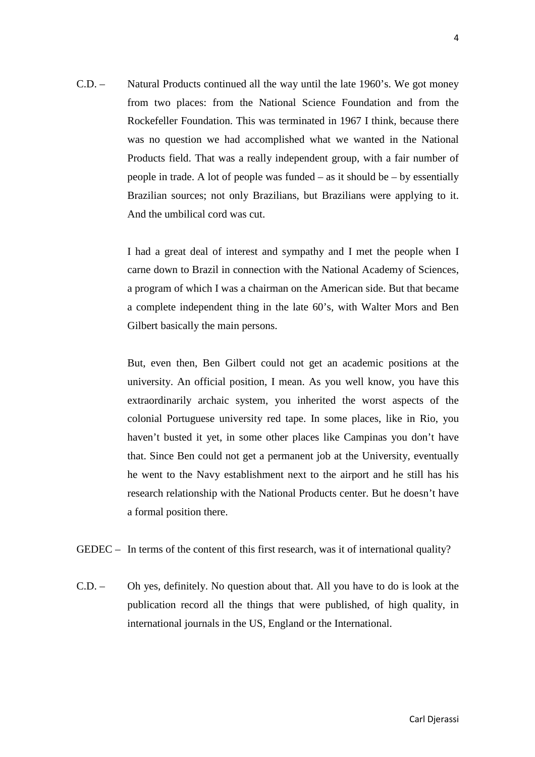C.D. – Natural Products continued all the way until the late 1960's. We got money from two places: from the National Science Foundation and from the Rockefeller Foundation. This was terminated in 1967 I think, because there was no question we had accomplished what we wanted in the National Products field. That was a really independent group, with a fair number of people in trade. A lot of people was funded – as it should be – by essentially Brazilian sources; not only Brazilians, but Brazilians were applying to it. And the umbilical cord was cut.

I had a great deal of interest and sympathy and I met the people when I carne down to Brazil in connection with the National Academy of Sciences, a program of which I was a chairman on the American side. But that became a complete independent thing in the late 60's, with Walter Mors and Ben Gilbert basically the main persons.

But, even then, Ben Gilbert could not get an academic positions at the university. An official position, I mean. As you well know, you have this extraordinarily archaic system, you inherited the worst aspects of the colonial Portuguese university red tape. In some places, like in Rio, you haven't busted it yet, in some other places like Campinas you don't have that. Since Ben could not get a permanent job at the University, eventually he went to the Navy establishment next to the airport and he still has his research relationship with the National Products center. But he doesn't have a formal position there.

GEDEC – In terms of the content of this first research, was it of international quality?

C.D. – Oh yes, definitely. No question about that. All you have to do is look at the publication record all the things that were published, of high quality, in international journals in the US, England or the International.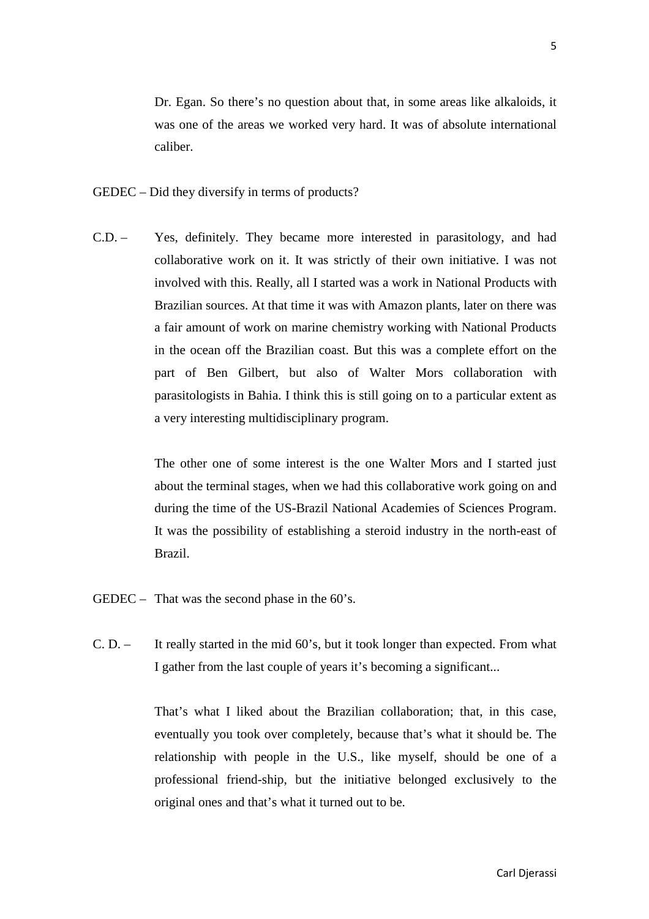Dr. Egan. So there's no question about that, in some areas like alkaloids, it was one of the areas we worked very hard. It was of absolute international caliber.

GEDEC – Did they diversify in terms of products?

C.D. – Yes, definitely. They became more interested in parasitology, and had collaborative work on it. It was strictly of their own initiative. I was not involved with this. Really, all I started was a work in National Products with Brazilian sources. At that time it was with Amazon plants, later on there was a fair amount of work on marine chemistry working with National Products in the ocean off the Brazilian coast. But this was a complete effort on the part of Ben Gilbert, but also of Walter Mors collaboration with parasitologists in Bahia. I think this is still going on to a particular extent as a very interesting multidisciplinary program.

The other one of some interest is the one Walter Mors and I started just about the terminal stages, when we had this collaborative work going on and during the time of the US-Brazil National Academies of Sciences Program. It was the possibility of establishing a steroid industry in the north-east of Brazil.

GEDEC – That was the second phase in the 60's.

C. D. – It really started in the mid 60's, but it took longer than expected. From what I gather from the last couple of years it's becoming a significant...

That's what I liked about the Brazilian collaboration; that, in this case, eventually you took over completely, because that's what it should be. The relationship with people in the U.S., like myself, should be one of a professional friend-ship, but the initiative belonged exclusively to the original ones and that's what it turned out to be.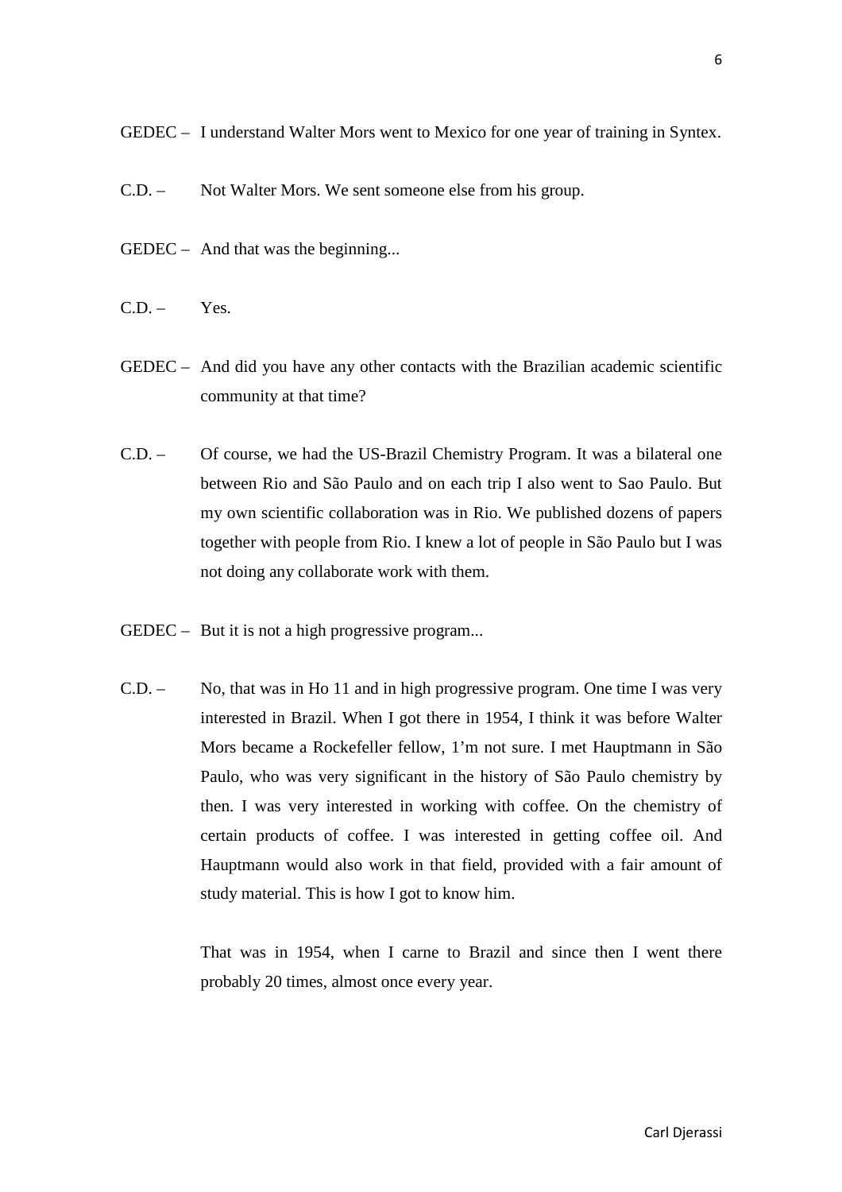GEDEC – I understand Walter Mors went to Mexico for one year of training in Syntex.

C.D. – Not Walter Mors. We sent someone else from his group.

GEDEC – And that was the beginning...

C.D. – Yes.

GEDEC – And did you have any other contacts with the Brazilian academic scientific community at that time?

C.D. – Of course, we had the US-Brazil Chemistry Program. It was a bilateral one between Rio and São Paulo and on each trip I also went to Sao Paulo. But my own scientific collaboration was in Rio. We published dozens of papers together with people from Rio. I knew a lot of people in São Paulo but I was not doing any collaborate work with them.

GEDEC – But it is not a high progressive program...

C.D. – No, that was in Ho 11 and in high progressive program. One time I was very interested in Brazil. When I got there in 1954, I think it was before Walter Mors became a Rockefeller fellow, 1'm not sure. I met Hauptmann in São Paulo, who was very significant in the history of São Paulo chemistry by then. I was very interested in working with coffee. On the chemistry of certain products of coffee. I was interested in getting coffee oil. And Hauptmann would also work in that field, provided with a fair amount of study material. This is how I got to know him.

That was in 1954, when I carne to Brazil and since then I went there probably 20 times, almost once every year.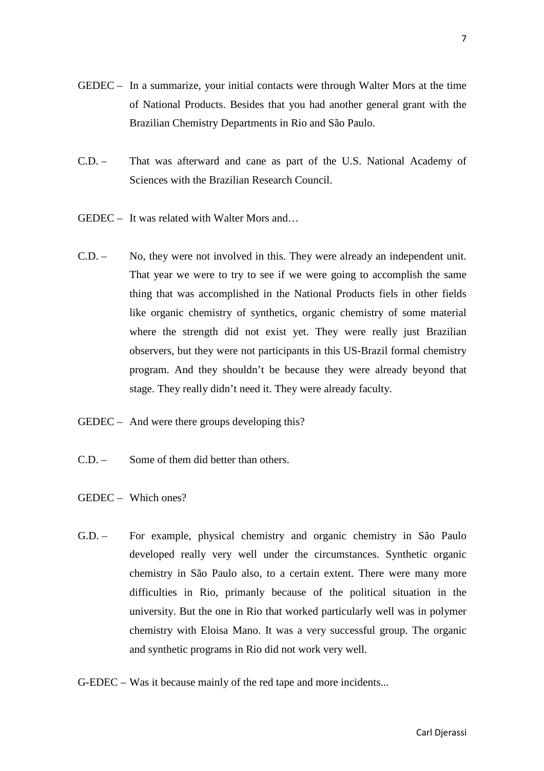GEDEC – In a summarize, your initial contacts were through Walter Mors at the time of National Products. Besides that you had another general grant with the Brazilian Chemistry Departments in Rio and São Paulo.

C.D. – That was afterward and cane as part of the U.S. National Academy of Sciences with the Brazilian Research Council.

GEDEC – It was related with Walter Mors and…

C.D. – No, they were not involved in this. They were already an independent unit. That year we were to try to see if we were going to accomplish the same thing that was accomplished in the National Products fiels in other fields like organic chemistry of synthetics, organic chemistry of some material where the strength did not exist yet. They were really just Brazilian observers, but they were not participants in this US-Brazil formal chemistry program. And they shouldn't be because they were already beyond that stage. They really didn't need it. They were already faculty.

GEDEC – And were there groups developing this?

C.D. – Some of them did better than others.

GEDEC – Which ones?

G.D. – For example, physical chemistry and organic chemistry in São Paulo developed really very well under the circumstances. Synthetic organic chemistry in São Paulo also, to a certain extent. There were many more difficulties in Rio, primanly because of the political situation in the university. But the one in Rio that worked particularly well was in polymer chemistry with Eloisa Mano. It was a very successful group. The organic and synthetic programs in Rio did not work very well.

G-EDEC – Was it because mainly of the red tape and more incidents...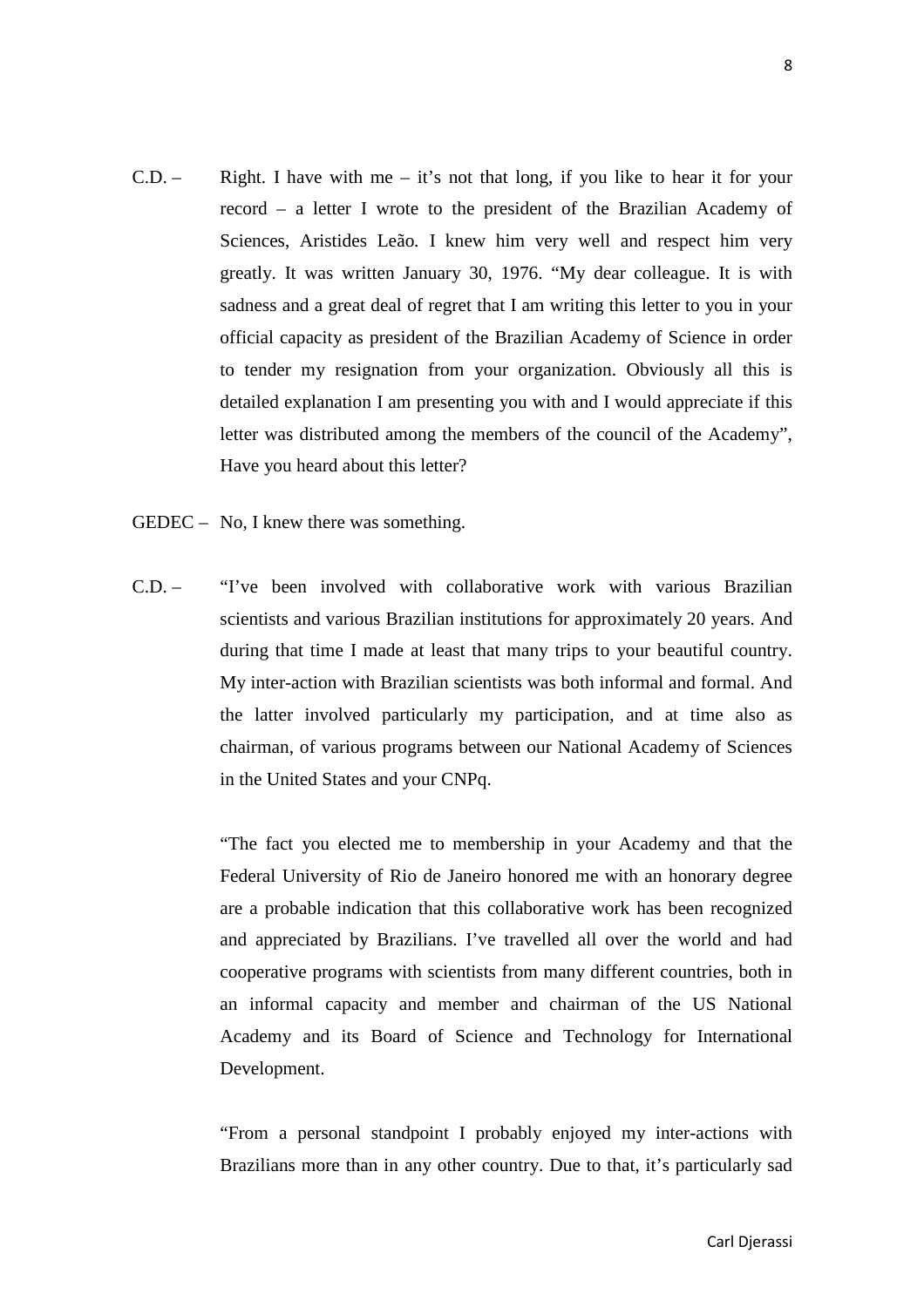C.D. – Right. I have with me – it's not that long, if you like to hear it for your record – a letter I wrote to the president of the Brazilian Academy of Sciences, Aristides Leão. I knew him very well and respect him very greatly. It was written January 30, 1976. "My dear colleague. It is with sadness and a great deal of regret that I am writing this letter to you in your official capacity as president of the Brazilian Academy of Science in order to tender my resignation from your organization. Obviously all this is detailed explanation I am presenting you with and I would appreciate if this letter was distributed among the members of the council of the Academy", Have you heard about this letter?

GEDEC – No, I knew there was something.

C.D. – "I've been involved with collaborative work with various Brazilian scientists and various Brazilian institutions for approximately 20 years. And during that time I made at least that many trips to your beautiful country. My inter-action with Brazilian scientists was both informal and formal. And the latter involved particularly my participation, and at time also as chairman, of various programs between our National Academy of Sciences in the United States and your CNPq.

"The fact you elected me to membership in your Academy and that the Federal University of Rio de Janeiro honored me with an honorary degree are a probable indication that this collaborative work has been recognized and appreciated by Brazilians. I've travelled all over the world and had cooperative programs with scientists from many different countries, both in an informal capacity and member and chairman of the US National Academy and its Board of Science and Technology for International Development.

"From a personal standpoint I probably enjoyed my inter-actions with Brazilians more than in any other country. Due to that, it's particularly sad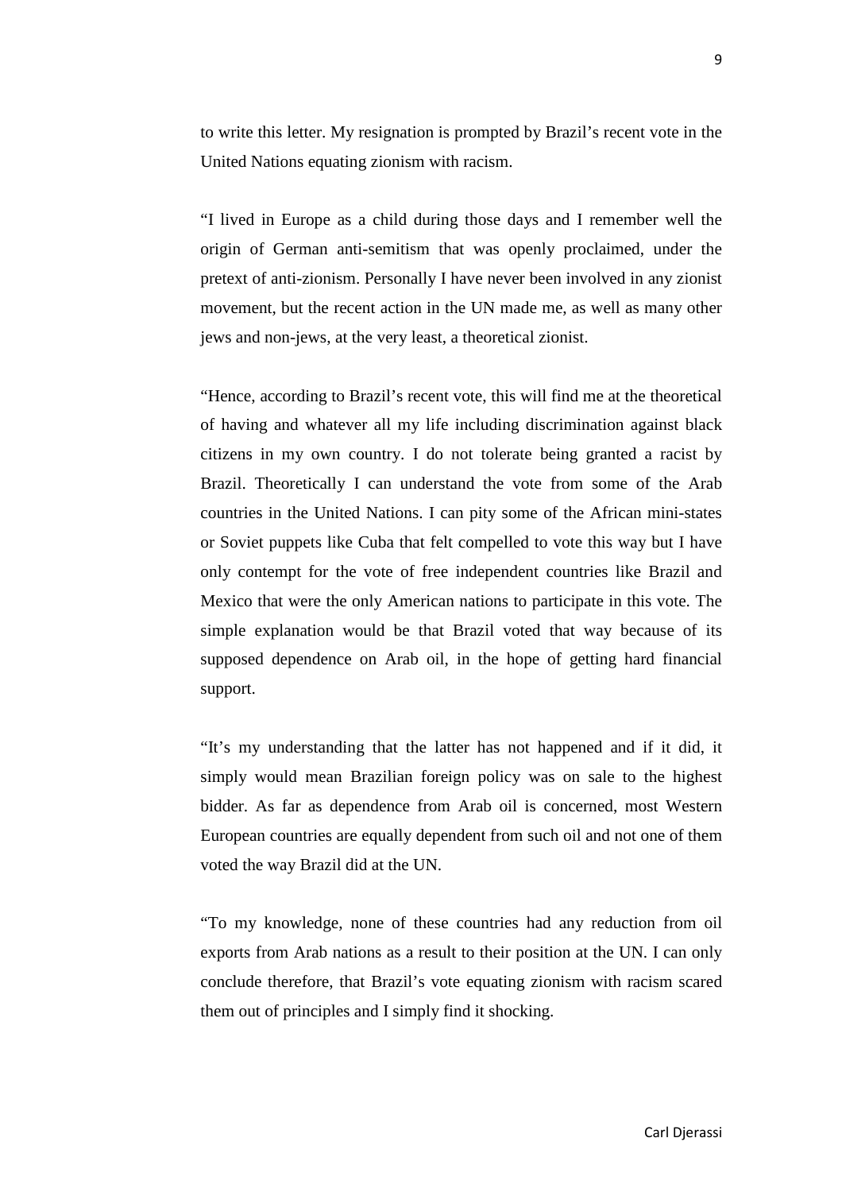to write this letter. My resignation is prompted by Brazil's recent vote in the United Nations equating zionism with racism.

"I lived in Europe as a child during those days and I remember well the origin of German anti-semitism that was openly proclaimed, under the pretext of anti-zionism. Personally I have never been involved in any zionist movement, but the recent action in the UN made me, as well as many other jews and non-jews, at the very least, a theoretical zionist.

"Hence, according to Brazil's recent vote, this will find me at the theoretical of having and whatever all my life including discrimination against black citizens in my own country. I do not tolerate being granted a racist by Brazil. Theoretically I can understand the vote from some of the Arab countries in the United Nations. I can pity some of the African mini-states or Soviet puppets like Cuba that felt compelled to vote this way but I have only contempt for the vote of free independent countries like Brazil and Mexico that were the only American nations to participate in this vote. The simple explanation would be that Brazil voted that way because of its supposed dependence on Arab oil, in the hope of getting hard financial support.

"It's my understanding that the latter has not happened and if it did, it simply would mean Brazilian foreign policy was on sale to the highest bidder. As far as dependence from Arab oil is concerned, most Western European countries are equally dependent from such oil and not one of them voted the way Brazil did at the UN.

"To my knowledge, none of these countries had any reduction from oil exports from Arab nations as a result to their position at the UN. I can only conclude therefore, that Brazil's vote equating zionism with racism scared them out of principles and I simply find it shocking.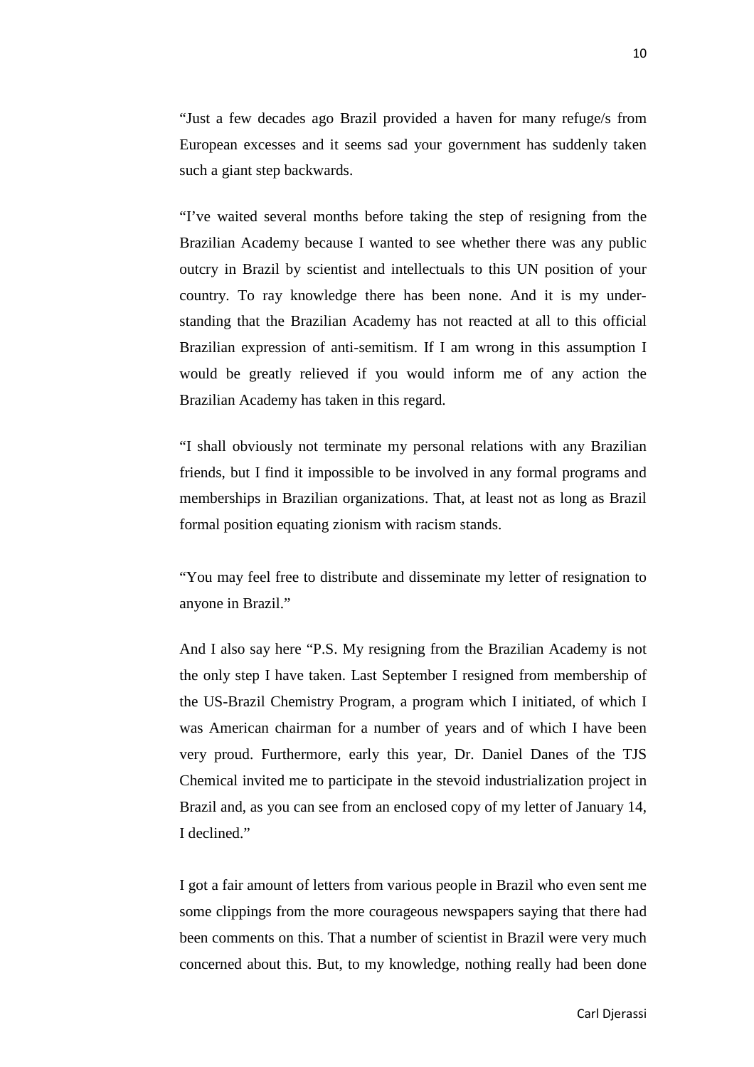"Just a few decades ago Brazil provided a haven for many refuge/s from European excesses and it seems sad your government has suddenly taken such a giant step backwards.

"I've waited several months before taking the step of resigning from the Brazilian Academy because I wanted to see whether there was any public outcry in Brazil by scientist and intellectuals to this UN position of your country. To ray knowledge there has been none. And it is my under-standing that the Brazilian Academy has not reacted at all to this official Brazilian expression of anti-semitism. If I am wrong in this assumption I would be greatly relieved if you would inform me of any action the Brazilian Academy has taken in this regard.

"I shall obviously not terminate my personal relations with any Brazilian friends, but I find it impossible to be involved in any formal programs and memberships in Brazilian organizations. That, at least not as long as Brazil formal position equating zionism with racism stands.

"You may feel free to distribute and disseminate my letter of resignation to anyone in Brazil."

And I also say here "P.S. My resigning from the Brazilian Academy is not the only step I have taken. Last September I resigned from membership of the US-Brazil Chemistry Program, a program which I initiated, of which I was American chairman for a number of years and of which I have been very proud. Furthermore, early this year, Dr. Daniel Danes of the TJS Chemical invited me to participate in the stevoid industrialization project in Brazil and, as you can see from an enclosed copy of my letter of January 14, I declined."

I got a fair amount of letters from various people in Brazil who even sent me some clippings from the more courageous newspapers saying that there had been comments on this. That a number of scientist in Brazil were very much concerned about this. But, to my knowledge, nothing really had been done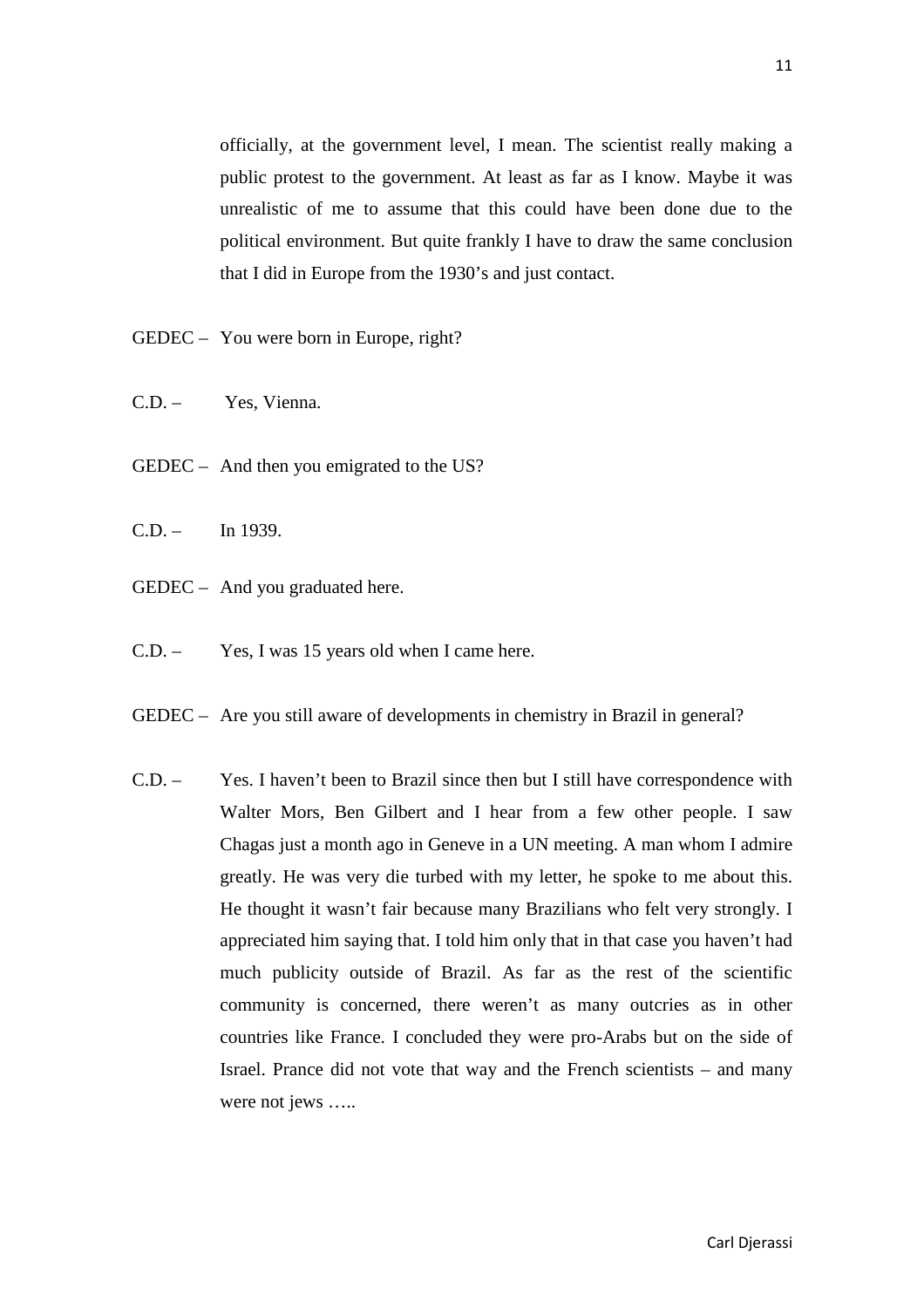officially, at the government level, I mean. The scientist really making a public protest to the government. At least as far as I know. Maybe it was unrealistic of me to assume that this could have been done due to the political environment. But quite frankly I have to draw the same conclusion that I did in Europe from the 1930's and just contact.

GEDEC – You were born in Europe, right?

C.D. – Yes, Vienna.

GEDEC – And then you emigrated to the US?

C.D. – In 1939.

GEDEC – And you graduated here.

C.D. – Yes, I was 15 years old when I came here.

GEDEC – Are you still aware of developments in chemistry in Brazil in general?

C.D. – Yes. I haven't been to Brazil since then but I still have correspondence with Walter Mors, Ben Gilbert and I hear from a few other people. I saw Chagas just a month ago in Geneve in a UN meeting. A man whom I admire greatly. He was very die turbed with my letter, he spoke to me about this. He thought it wasn't fair because many Brazilians who felt very strongly. I appreciated him saying that. I told him only that in that case you haven't had much publicity outside of Brazil. As far as the rest of the scientific community is concerned, there weren't as many outcries as in other countries like France. I concluded they were pro-Arabs but on the side of Israel. Prance did not vote that way and the French scientists – and many were not jews …..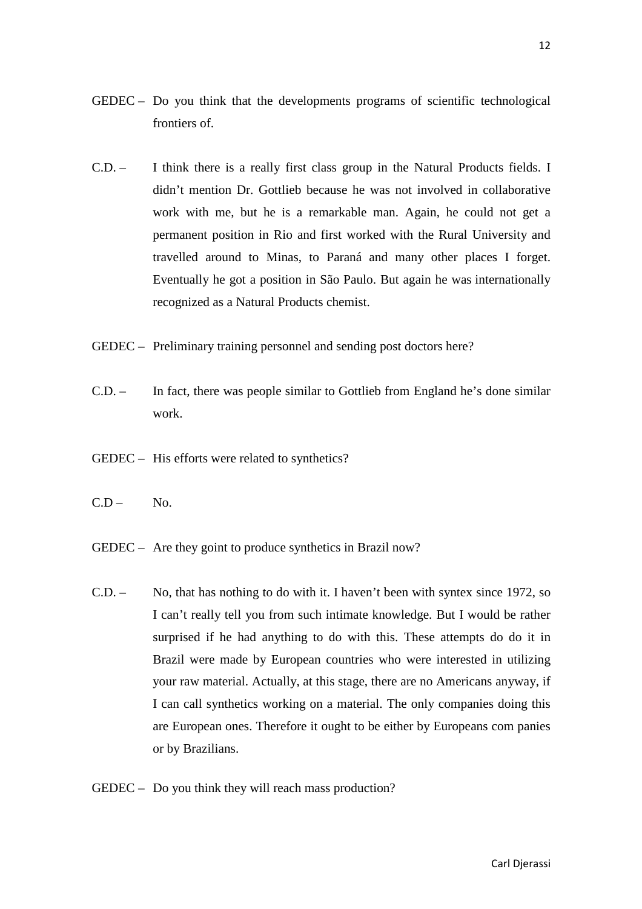GEDEC – Do you think that the developments programs of scientific technological frontiers of.

C.D. – I think there is a really first class group in the Natural Products fields. I didn't mention Dr. Gottlieb because he was not involved in collaborative work with me, but he is a remarkable man. Again, he could not get a permanent position in Rio and first worked with the Rural University and travelled around to Minas, to Paraná and many other places I forget. Eventually he got a position in São Paulo. But again he was internationally recognized as a Natural Products chemist.

GEDEC – Preliminary training personnel and sending post doctors here?

C.D. – In fact, there was people similar to Gottlieb from England he's done similar work.

GEDEC – His efforts were related to synthetics?

C.D – No.

GEDEC – Are they goint to produce synthetics in Brazil now?

C.D. – No, that has nothing to do with it. I haven't been with syntex since 1972, so I can't really tell you from such intimate knowledge. But I would be rather surprised if he had anything to do with this. These attempts do do it in Brazil were made by European countries who were interested in utilizing your raw material. Actually, at this stage, there are no Americans anyway, if I can call synthetics working on a material. The only companies doing this are European ones. Therefore it ought to be either by Europeans com panies or by Brazilians.

GEDEC – Do you think they will reach mass production?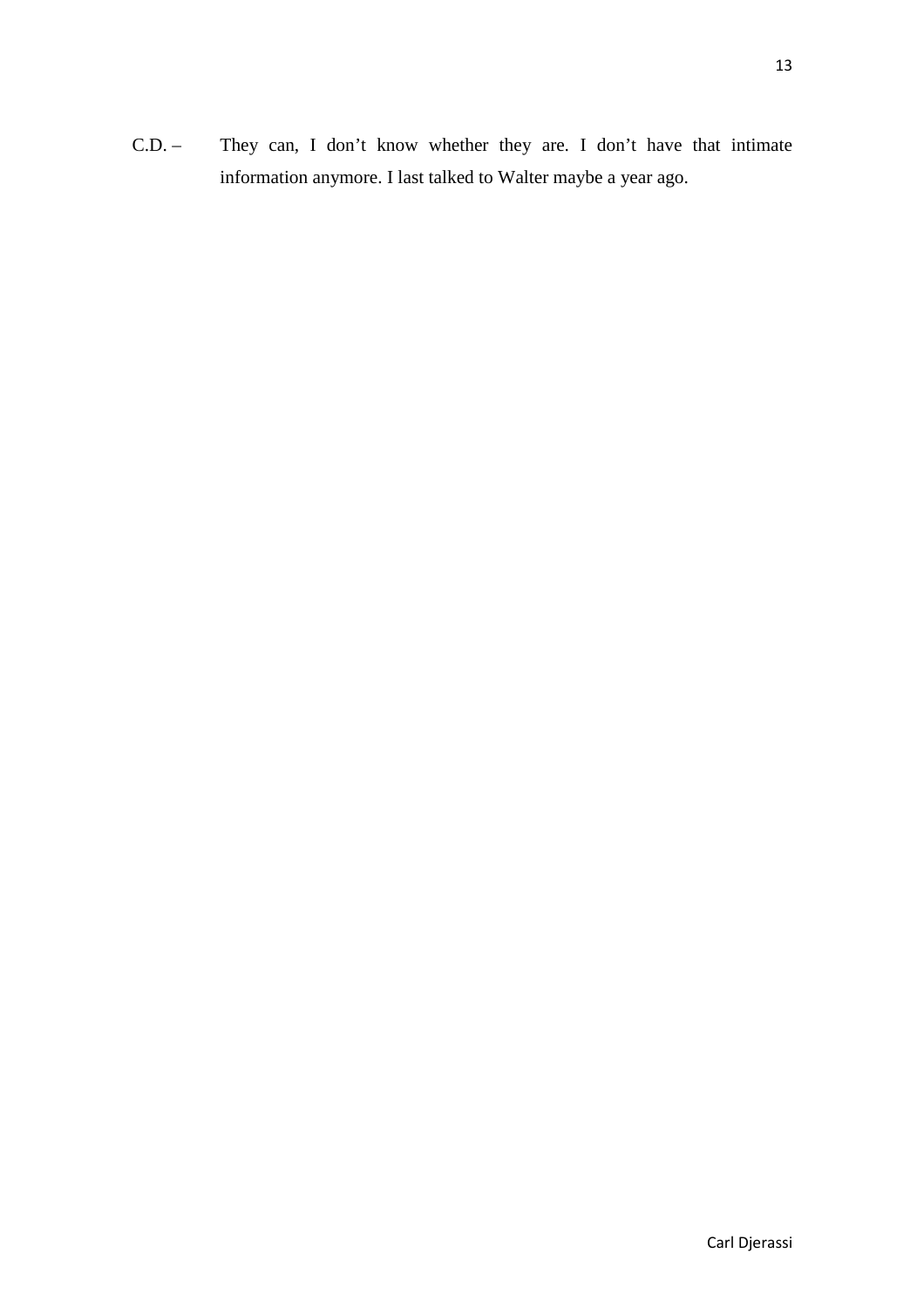C.D. – They can, I don't know whether they are. I don't have that intimate information anymore. I last talked to Walter maybe a year ago.